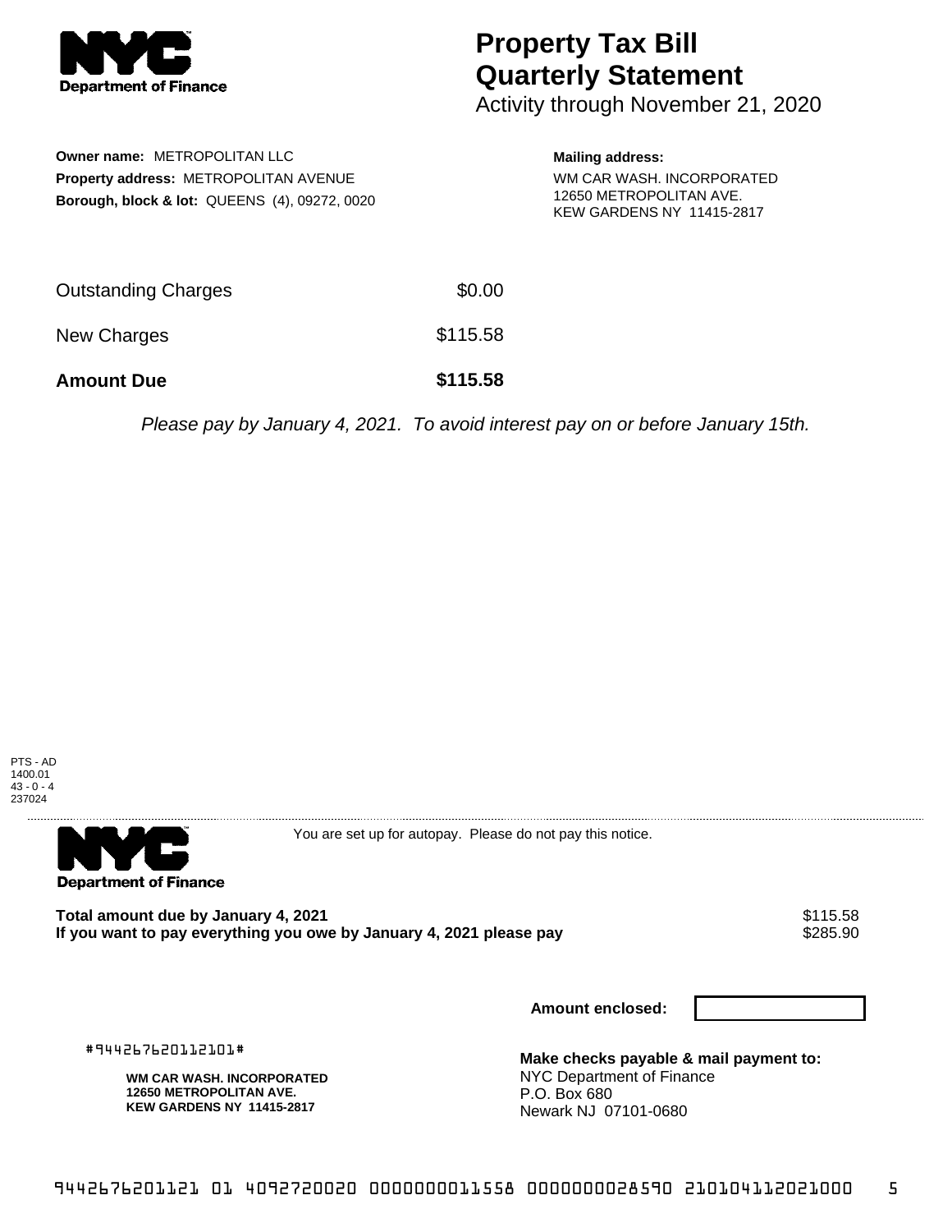# Property Tax Bill Quarterly Statement

Activity through November 21, 2020

**Owner name:** METROPOLITAN LLC
**Property address:** METROPOLITAN AVENUE
**Borough, block & lot:** QUEENS (4), 09272, 0020

**Mailing address:**
WM CAR WASH. INCORPORATED
12650 METROPOLITAN AVE.
KEW GARDENS NY 11415-2817

| | |
|---|---|
| Outstanding Charges | $0.00 |
| New Charges | $115.58 |
| **Amount Due** | **$115.58** |

*Please pay by January 4, 2021. To avoid interest pay on or before January 15th.*

PTS - AD
1400.01
43 - 0 - 4
237024

You are set up for autopay. Please do not pay this notice.

**Total amount due by January 4, 2021** $115.58
**If you want to pay everything you owe by January 4, 2021 please pay** $285.90

**Amount enclosed:**

#944267620112101#

**WM CAR WASH. INCORPORATED**
**12650 METROPOLITAN AVE.**
**KEW GARDENS NY 11415-2817**

**Make checks payable & mail payment to:**
NYC Department of Finance
P.O. Box 680
Newark NJ 07101-0680

9442676201121 01 4092720020 0000000011558 0000000028590 210104112021000 5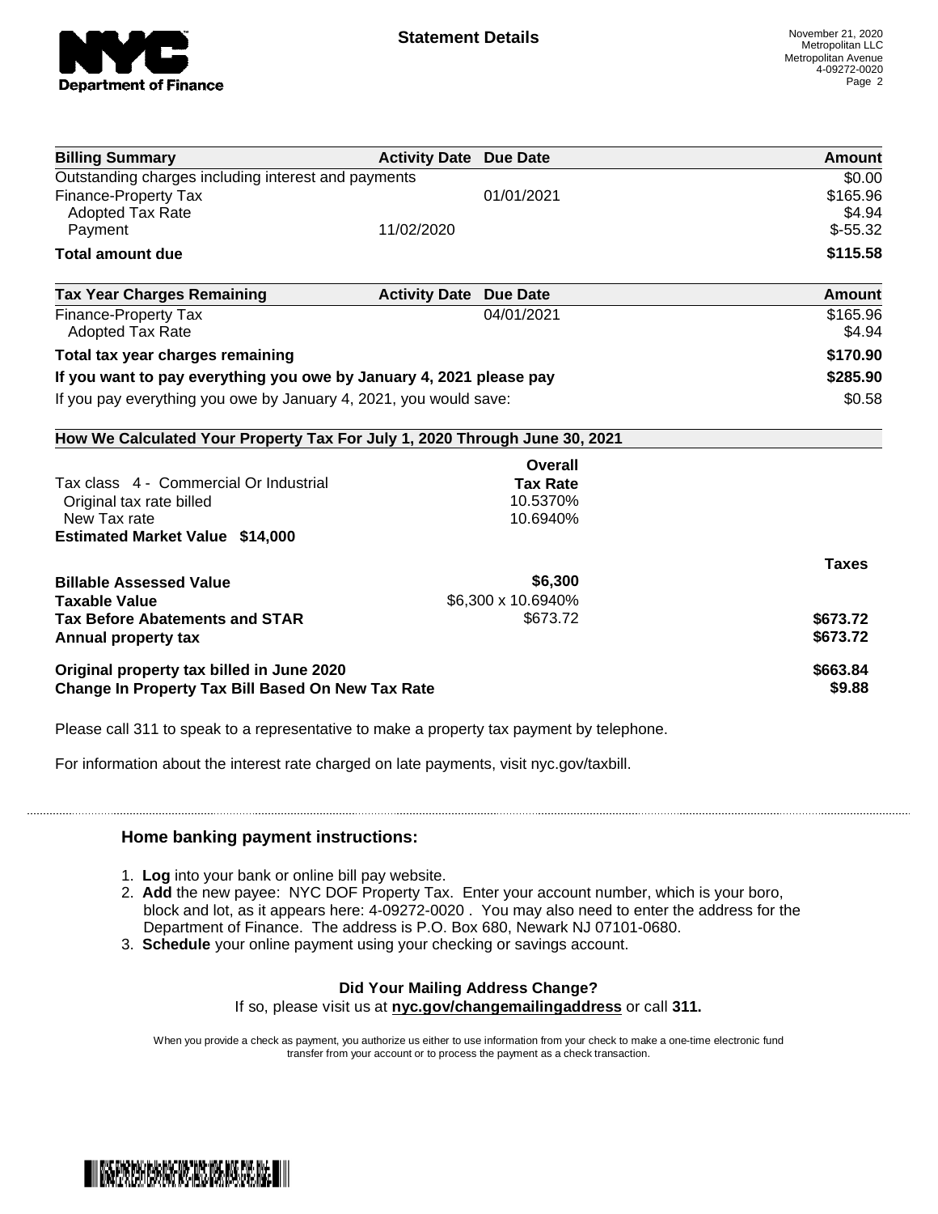## Statement Details

November 21, 2020
Metropolitan LLC
Metropolitan Avenue
4-09272-0020

| Billing Summary | Activity Date | Due Date | Amount |
|---|---|---|---|
| Outstanding charges including interest and payments | | | $0.00 |
| Finance-Property Tax | | 01/01/2021 | $165.96 |
| Adopted Tax Rate | | | $4.94 |
| Payment | 11/02/2020 | | $-55.32 |
| **Total amount due** | | | **$115.58** |

| Tax Year Charges Remaining | Activity Date | Due Date | Amount |
|---|---|---|---|
| Finance-Property Tax | | 04/01/2021 | $165.96 |
| Adopted Tax Rate | | | $4.94 |
| **Total tax year charges remaining** | | | **$170.90** |
| **If you want to pay everything you owe by January 4, 2021 please pay** | | | **$285.90** |
| If you pay everything you owe by January 4, 2021, you would save: | | | $0.58 |

### How We Calculated Your Property Tax For July 1, 2020 Through June 30, 2021

| | Overall Tax Rate | Taxes |
|---|---|---|
| Tax class 4 - Commercial Or Industrial | | |
| Original tax rate billed | 10.5370% | |
| New Tax rate | 10.6940% | |
| **Estimated Market Value $14,000** | | |
| **Billable Assessed Value** | **$6,300** | |
| **Taxable Value** | $6,300 x 10.6940% | |
| **Tax Before Abatements and STAR** | $673.72 | **$673.72** |
| **Annual property tax** | | **$673.72** |
| **Original property tax billed in June 2020** | | **$663.84** |
| **Change In Property Tax Bill Based On New Tax Rate** | | **$9.88** |

Please call 311 to speak to a representative to make a property tax payment by telephone.

For information about the interest rate charged on late payments, visit nyc.gov/taxbill.

### Home banking payment instructions:

1. **Log** into your bank or online bill pay website.
2. **Add** the new payee: NYC DOF Property Tax. Enter your account number, which is your boro, block and lot, as it appears here: 4-09272-0020 . You may also need to enter the address for the Department of Finance. The address is P.O. Box 680, Newark NJ 07101-0680.
3. **Schedule** your online payment using your checking or savings account.

**Did Your Mailing Address Change?**

If so, please visit us at **nyc.gov/changemailingaddress** or call **311.**

When you provide a check as payment, you authorize us either to use information from your check to make a one-time electronic fund transfer from your account or to process the payment as a check transaction.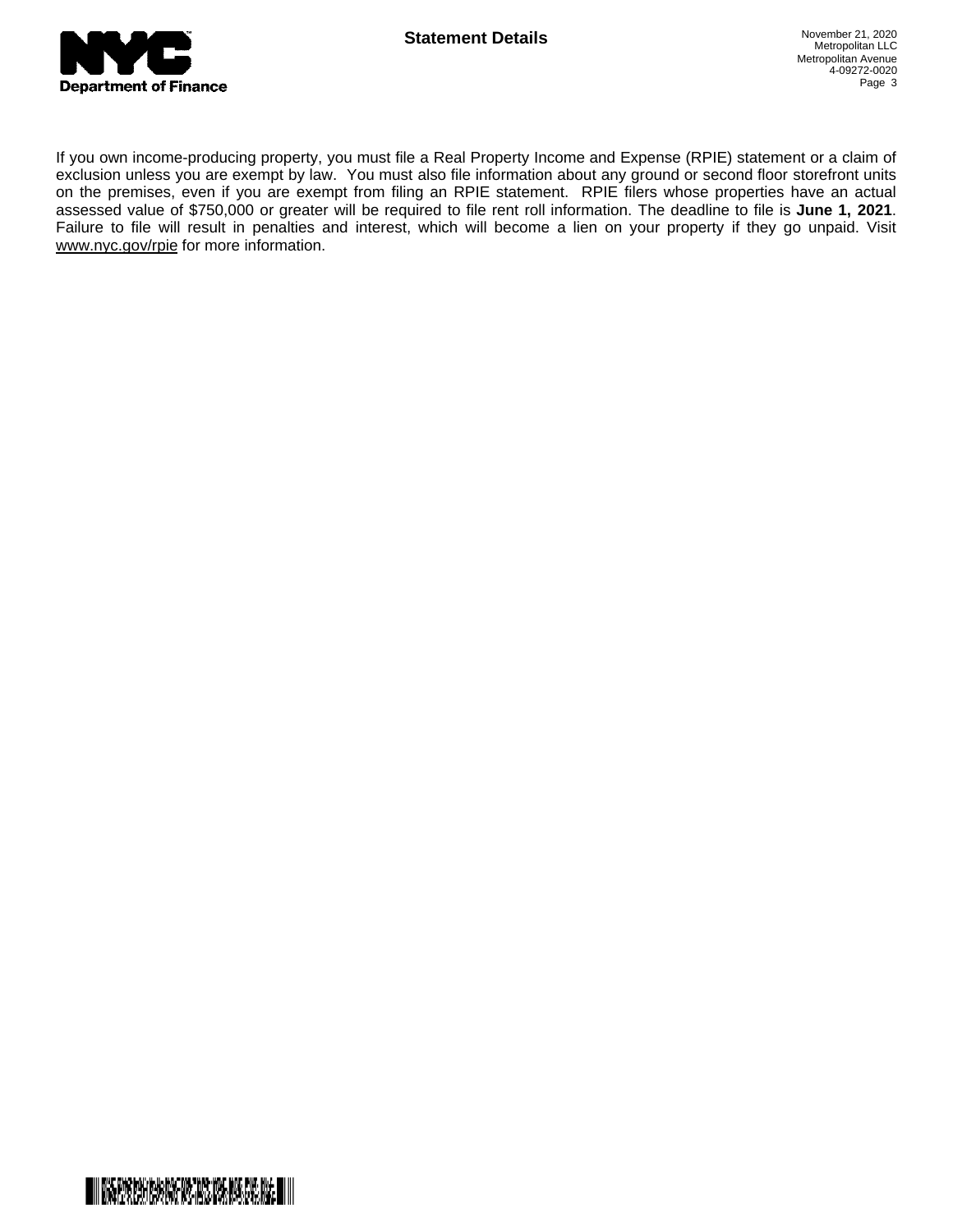If you own income-producing property, you must file a Real Property Income and Expense (RPIE) statement or a claim of exclusion unless you are exempt by law. You must also file information about any ground or second floor storefront units on the premises, even if you are exempt from filing an RPIE statement. RPIE filers whose properties have an actual assessed value of $750,000 or greater will be required to file rent roll information. The deadline to file is **June 1, 2021**. Failure to file will result in penalties and interest, which will become a lien on your property if they go unpaid. Visit www.nyc.gov/rpie for more information.